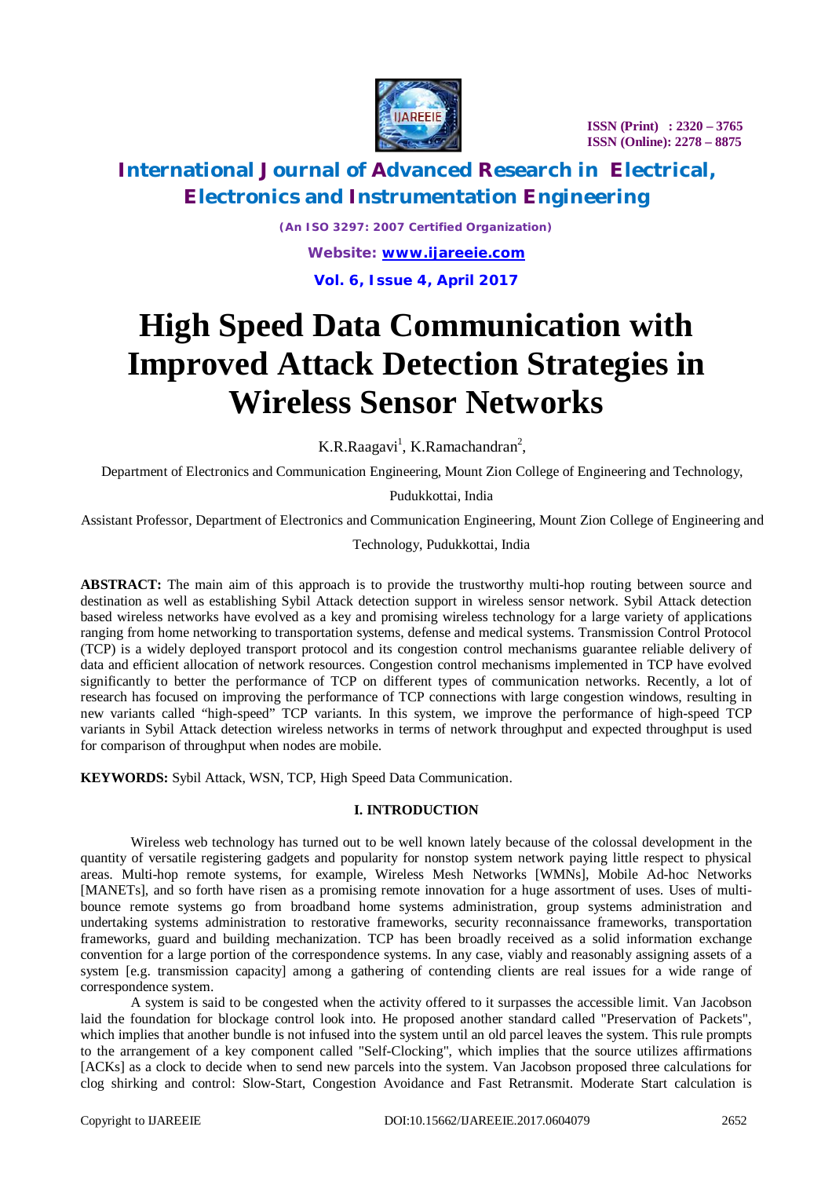# High Speed Data Communication with Improved Attack Detection Strategies in Wireless Sensor Networks

K.R.Raagavi[1], K.Ramachandran[2],

Department of Electronics and Communication Engineering, Mount Zion College of Engineering and Technology, Pudukkottai, India

Assistant Professor, Department of Electronics and Communication Engineering, Mount Zion College of Engineering and Technology, Pudukkottai, India

**ABSTRACT:** The main aim of this approach is to provide the trustworthy multi-hop routing between source and destination as well as establishing Sybil Attack detection support in wireless sensor network. Sybil Attack detection based wireless networks have evolved as a key and promising wireless technology for a large variety of applications ranging from home networking to transportation systems, defense and medical systems. Transmission Control Protocol (TCP) is a widely deployed transport protocol and its congestion control mechanisms guarantee reliable delivery of data and efficient allocation of network resources. Congestion control mechanisms implemented in TCP have evolved significantly to better the performance of TCP on different types of communication networks. Recently, a lot of research has focused on improving the performance of TCP connections with large congestion windows, resulting in new variants called "high-speed" TCP variants. In this system, we improve the performance of high-speed TCP variants in Sybil Attack detection wireless networks in terms of network throughput and expected throughput is used for comparison of throughput when nodes are mobile.

**KEYWORDS:** Sybil Attack, WSN, TCP, High Speed Data Communication.

## I. INTRODUCTION

Wireless web technology has turned out to be well known lately because of the colossal development in the quantity of versatile registering gadgets and popularity for nonstop system network paying little respect to physical areas. Multi-hop remote systems, for example, Wireless Mesh Networks [WMNs], Mobile Ad-hoc Networks [MANETs], and so forth have risen as a promising remote innovation for a huge assortment of uses. Uses of multi-bounce remote systems go from broadband home systems administration, group systems administration and undertaking systems administration to restorative frameworks, security reconnaissance frameworks, transportation frameworks, guard and building mechanization. TCP has been broadly received as a solid information exchange convention for a large portion of the correspondence systems. In any case, viably and reasonably assigning assets of a system [e.g. transmission capacity] among a gathering of contending clients are real issues for a wide range of correspondence system.

A system is said to be congested when the activity offered to it surpasses the accessible limit. Van Jacobson laid the foundation for blockage control look into. He proposed another standard called "Preservation of Packets", which implies that another bundle is not infused into the system until an old parcel leaves the system. This rule prompts to the arrangement of a key component called "Self-Clocking", which implies that the source utilizes affirmations [ACKs] as a clock to decide when to send new parcels into the system. Van Jacobson proposed three calculations for clog shirking and control: Slow-Start, Congestion Avoidance and Fast Retransmit. Moderate Start calculation is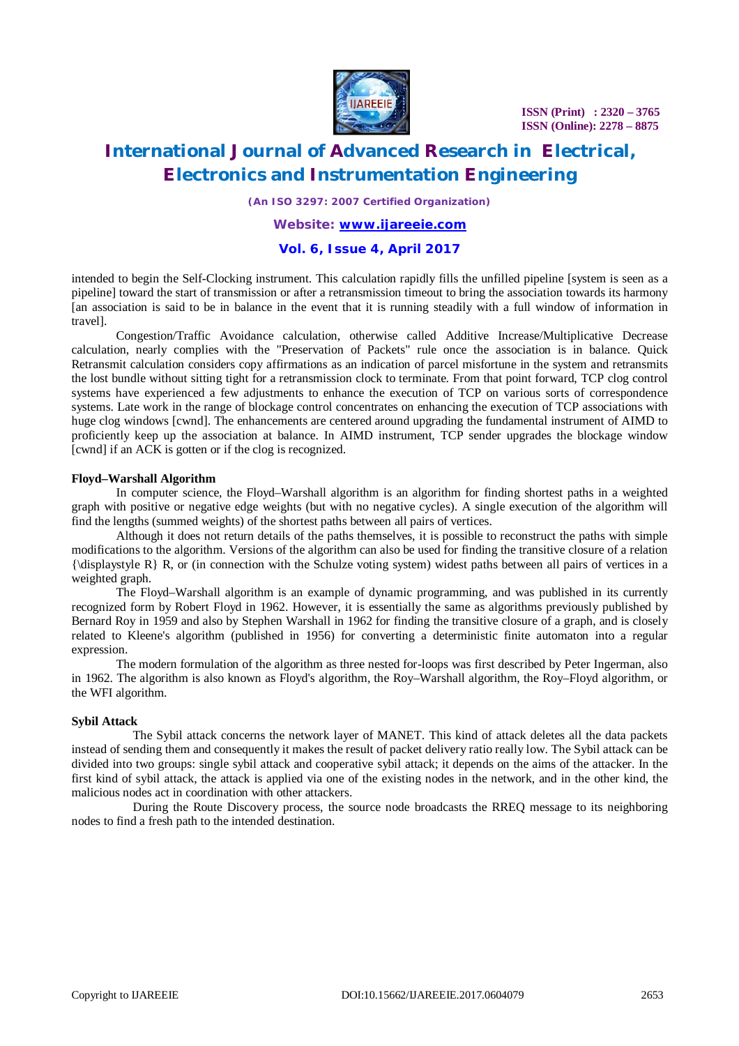intended to begin the Self-Clocking instrument. This calculation rapidly fills the unfilled pipeline [system is seen as a pipeline] toward the start of transmission or after a retransmission timeout to bring the association towards its harmony [an association is said to be in balance in the event that it is running steadily with a full window of information in travel].

Congestion/Traffic Avoidance calculation, otherwise called Additive Increase/Multiplicative Decrease calculation, nearly complies with the "Preservation of Packets" rule once the association is in balance. Quick Retransmit calculation considers copy affirmations as an indication of parcel misfortune in the system and retransmits the lost bundle without sitting tight for a retransmission clock to terminate. From that point forward, TCP clog control systems have experienced a few adjustments to enhance the execution of TCP on various sorts of correspondence systems. Late work in the range of blockage control concentrates on enhancing the execution of TCP associations with huge clog windows [cwnd]. The enhancements are centered around upgrading the fundamental instrument of AIMD to proficiently keep up the association at balance. In AIMD instrument, TCP sender upgrades the blockage window [cwnd] if an ACK is gotten or if the clog is recognized.

**Floyd–Warshall Algorithm**

In computer science, the Floyd–Warshall algorithm is an algorithm for finding shortest paths in a weighted graph with positive or negative edge weights (but with no negative cycles). A single execution of the algorithm will find the lengths (summed weights) of the shortest paths between all pairs of vertices.

Although it does not return details of the paths themselves, it is possible to reconstruct the paths with simple modifications to the algorithm. Versions of the algorithm can also be used for finding the transitive closure of a relation {\displaystyle R} R, or (in connection with the Schulze voting system) widest paths between all pairs of vertices in a weighted graph.

The Floyd–Warshall algorithm is an example of dynamic programming, and was published in its currently recognized form by Robert Floyd in 1962. However, it is essentially the same as algorithms previously published by Bernard Roy in 1959 and also by Stephen Warshall in 1962 for finding the transitive closure of a graph, and is closely related to Kleene's algorithm (published in 1956) for converting a deterministic finite automaton into a regular expression.

The modern formulation of the algorithm as three nested for-loops was first described by Peter Ingerman, also in 1962. The algorithm is also known as Floyd's algorithm, the Roy–Warshall algorithm, the Roy–Floyd algorithm, or the WFI algorithm.

**Sybil Attack**

The Sybil attack concerns the network layer of MANET. This kind of attack deletes all the data packets instead of sending them and consequently it makes the result of packet delivery ratio really low. The Sybil attack can be divided into two groups: single sybil attack and cooperative sybil attack; it depends on the aims of the attacker. In the first kind of sybil attack, the attack is applied via one of the existing nodes in the network, and in the other kind, the malicious nodes act in coordination with other attackers.

During the Route Discovery process, the source node broadcasts the RREQ message to its neighboring nodes to find a fresh path to the intended destination.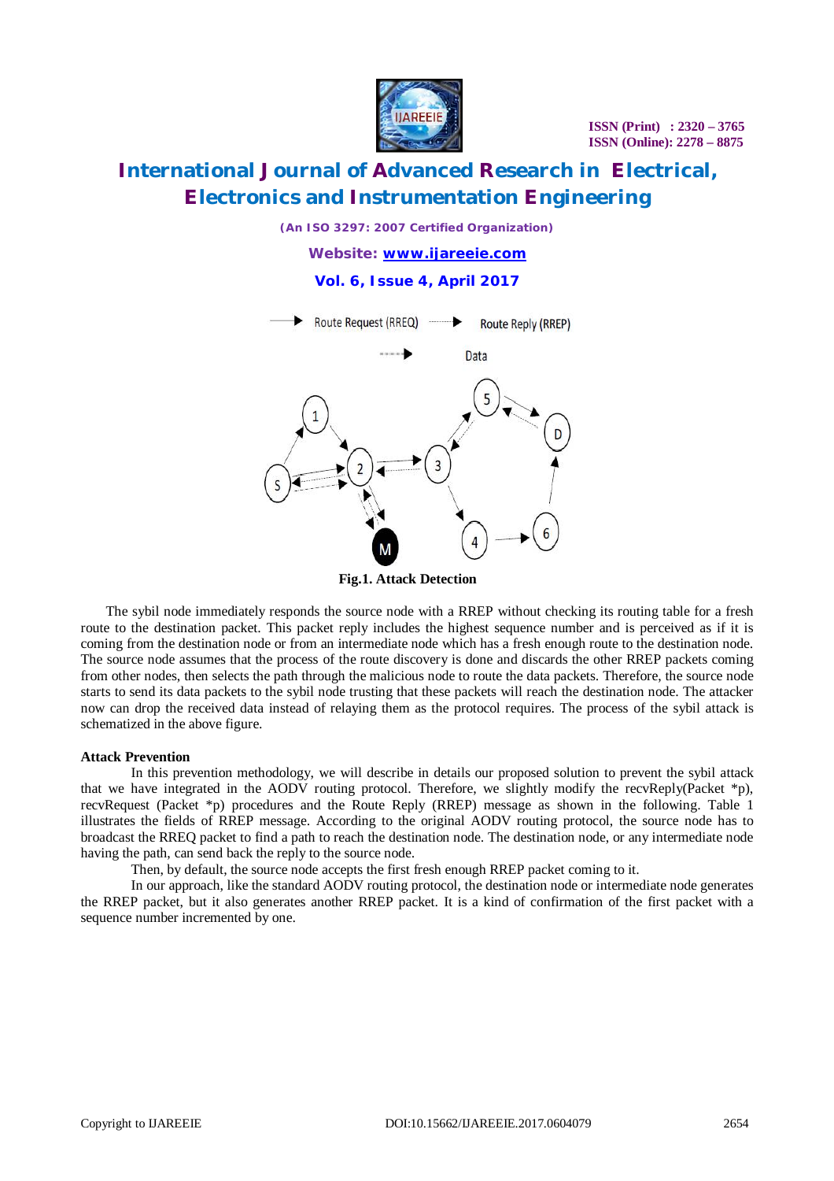Fig.1. Attack Detection

The sybil node immediately responds the source node with a RREP without checking its routing table for a fresh route to the destination packet. This packet reply includes the highest sequence number and is perceived as if it is coming from the destination node or from an intermediate node which has a fresh enough route to the destination node. The source node assumes that the process of the route discovery is done and discards the other RREP packets coming from other nodes, then selects the path through the malicious node to route the data packets. Therefore, the source node starts to send its data packets to the sybil node trusting that these packets will reach the destination node. The attacker now can drop the received data instead of relaying them as the protocol requires. The process of the sybil attack is schematized in the above figure.

**Attack Prevention**

In this prevention methodology, we will describe in details our proposed solution to prevent the sybil attack that we have integrated in the AODV routing protocol. Therefore, we slightly modify the recvReply(Packet *p), recvRequest (Packet *p) procedures and the Route Reply (RREP) message as shown in the following. Table 1 illustrates the fields of RREP message. According to the original AODV routing protocol, the source node has to broadcast the RREQ packet to find a path to reach the destination node. The destination node, or any intermediate node having the path, can send back the reply to the source node.

Then, by default, the source node accepts the first fresh enough RREP packet coming to it.

In our approach, like the standard AODV routing protocol, the destination node or intermediate node generates the RREP packet, but it also generates another RREP packet. It is a kind of confirmation of the first packet with a sequence number incremented by one.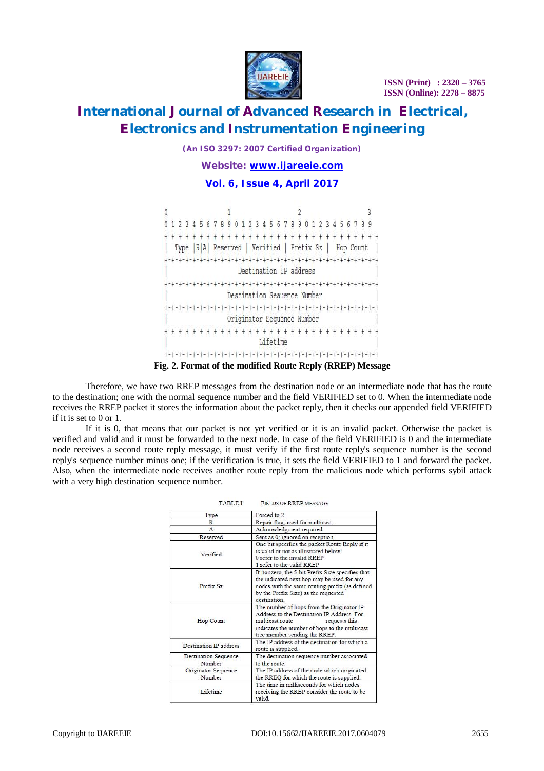```
 0                   1                   2                   3
 0 1 2 3 4 5 6 7 8 9 0 1 2 3 4 5 6 7 8 9 0 1 2 3 4 5 6 7 8 9
+-+-+-+-+-+-+-+-+-+-+-+-+-+-+-+-+-+-+-+-+-+-+-+-+-+-+-+-+-+-+-+-+
|  Type  |R|A| Reserved | Verified | Prefix Sz |  Hop Count  |
+-+-+-+-+-+-+-+-+-+-+-+-+-+-+-+-+-+-+-+-+-+-+-+-+-+-+-+-+-+-+-+-+
|                  Destination IP address                    |
+-+-+-+-+-+-+-+-+-+-+-+-+-+-+-+-+-+-+-+-+-+-+-+-+-+-+-+-+-+-+-+-+
|               Destination Seauence Number                  |
+-+-+-+-+-+-+-+-+-+-+-+-+-+-+-+-+-+-+-+-+-+-+-+-+-+-+-+-+-+-+-+-+
|               Originator Sequence Number                   |
+-+-+-+-+-+-+-+-+-+-+-+-+-+-+-+-+-+-+-+-+-+-+-+-+-+-+-+-+-+-+-+-+
|                         Lifetime                           |
+-+-+-+-+-+-+-+-+-+-+-+-+-+-+-+-+-+-+-+-+-+-+-+-+-+-+-+-+-+-+-+-+
```

**Fig. 2. Format of the modified Route Reply (RREP) Message**

Therefore, we have two RREP messages from the destination node or an intermediate node that has the route to the destination; one with the normal sequence number and the field VERIFIED set to 0. When the intermediate node receives the RREP packet it stores the information about the packet reply, then it checks our appended field VERIFIED if it is set to 0 or 1.

If it is 0, that means that our packet is not yet verified or it is an invalid packet. Otherwise the packet is verified and valid and it must be forwarded to the next node. In case of the field VERIFIED is 0 and the intermediate node receives a second route reply message, it must verify if the first route reply's sequence number is the second reply's sequence number minus one; if the verification is true, it sets the field VERIFIED to 1 and forward the packet. Also, when the intermediate node receives another route reply from the malicious node which performs sybil attack with a very high destination sequence number.

TABLE I. FIELDS OF RREP MESSAGE

| Type | Forced to 2. |
|---|---|
| R | Repair flag; used for multicast. |
| A | Acknowledgment required. |
| Reserved | Sent as 0; ignored on reception. |
| Verified | One bit specifies the packet Route Reply if it is valid or not as illustrated below: 0 refer to the invalid RREP 1 refer to the valid RREP |
| Prefix Sz | If nonzero, the 5-bit Prefix Size specifies that the indicated next hop may be used for any nodes with the same routing prefix (as defined by the Prefix Size) as the requested destination. |
| Hop Count | The number of hops from the Originator IP Address to the Destination IP Address. For multicast route requests this indicates the number of hops to the multicast tree member sending the RREP. |
| Destination IP address | The IP address of the destination for which a route is supplied. |
| Destination Sequence Number | The destination sequence number associated to the route. |
| Originator Sequence Number | The IP address of the node which originated the RREQ for which the route is supplied. |
| Lifetime | The time in milliseconds for which nodes receiving the RREP consider the route to be valid. |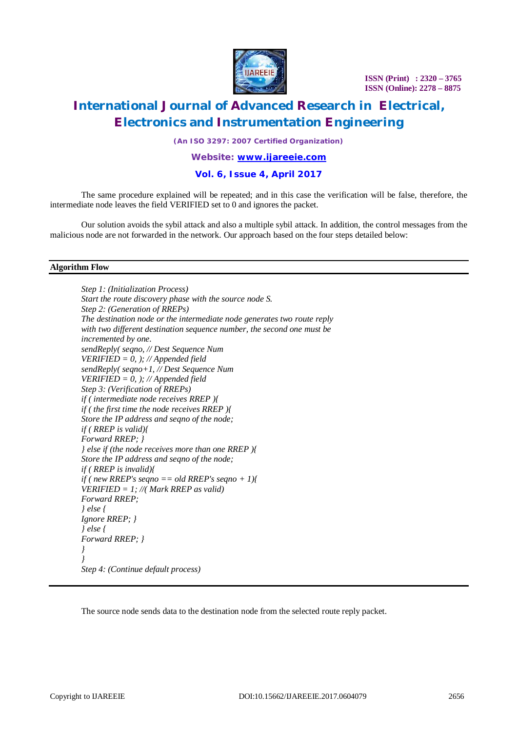The same procedure explained will be repeated; and in this case the verification will be false, therefore, the intermediate node leaves the field VERIFIED set to 0 and ignores the packet.

Our solution avoids the sybil attack and also a multiple sybil attack. In addition, the control messages from the malicious node are not forwarded in the network. Our approach based on the four steps detailed below:

**Algorithm Flow**

*Step 1: (Initialization Process)*
*Start the route discovery phase with the source node S.*
*Step 2: (Generation of RREPs)*
*The destination node or the intermediate node generates two route reply with two different destination sequence number, the second one must be incremented by one.*

```
sendReply( seqno, // Dest Sequence Num
VERIFIED = 0, ); // Appended field
sendReply( seqno+1, // Dest Sequence Num
VERIFIED = 0, ); // Appended field
```

*Step 3: (Verification of RREPs)*

```
if ( intermediate node receives RREP ){
if ( the first time the node receives RREP ){
Store the IP address and seqno of the node;
if ( RREP is valid){
Forward RREP; }
} else if (the node receives more than one RREP ){
Store the IP address and seqno of the node;
if ( RREP is invalid){
if ( new RREP's seqno == old RREP's seqno + 1){
VERIFIED = 1; //( Mark RREP as valid)
Forward RREP;
} else {
Ignore RREP; }
} else {
Forward RREP; }
}
}
```

*Step 4: (Continue default process)*

The source node sends data to the destination node from the selected route reply packet.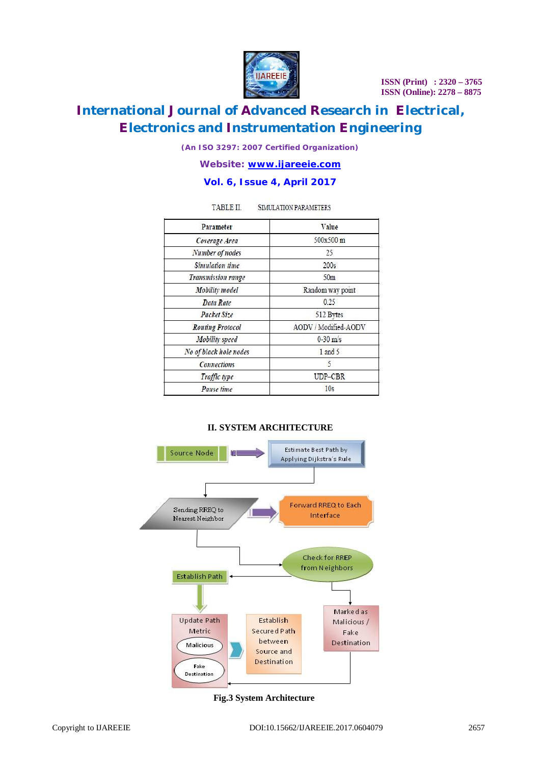TABLE II. SIMULATION PARAMETERS

| Parameter | Value |
|---|---|
| *Coverage Area* | 500x500 m |
| *Number of nodes* | 25 |
| *Simulation time* | 200s |
| *Transmission range* | 50m |
| *Mobility model* | Random way point |
| *Data Rate* | 0.25 |
| *Packet Size* | 512 Bytes |
| *Routing Protocol* | AODV / Modified-AODV |
| *Mobility speed* | 0-30 m/s |
| *No of black hole nodes* | 1 and 5 |
| *Connections* | 5 |
| *Traffic type* | UDP–CBR |
| *Pause time* | 10s |

## II. SYSTEM ARCHITECTURE

Source Node → Estimate Best Path by Applying Dijkstra's Rule → Sending RREQ to Nearest Neighbor → Forward RREQ to Each Interface → Check for RREP from Neighbors → Establish Path → Update Path Metric (Malicious, Fake Destination) → Establish Secured Path between Source and Destination; Check for RREP from Neighbors → Marked as Malicious / Fake Destination → Update Path Metric

**Fig.3 System Architecture**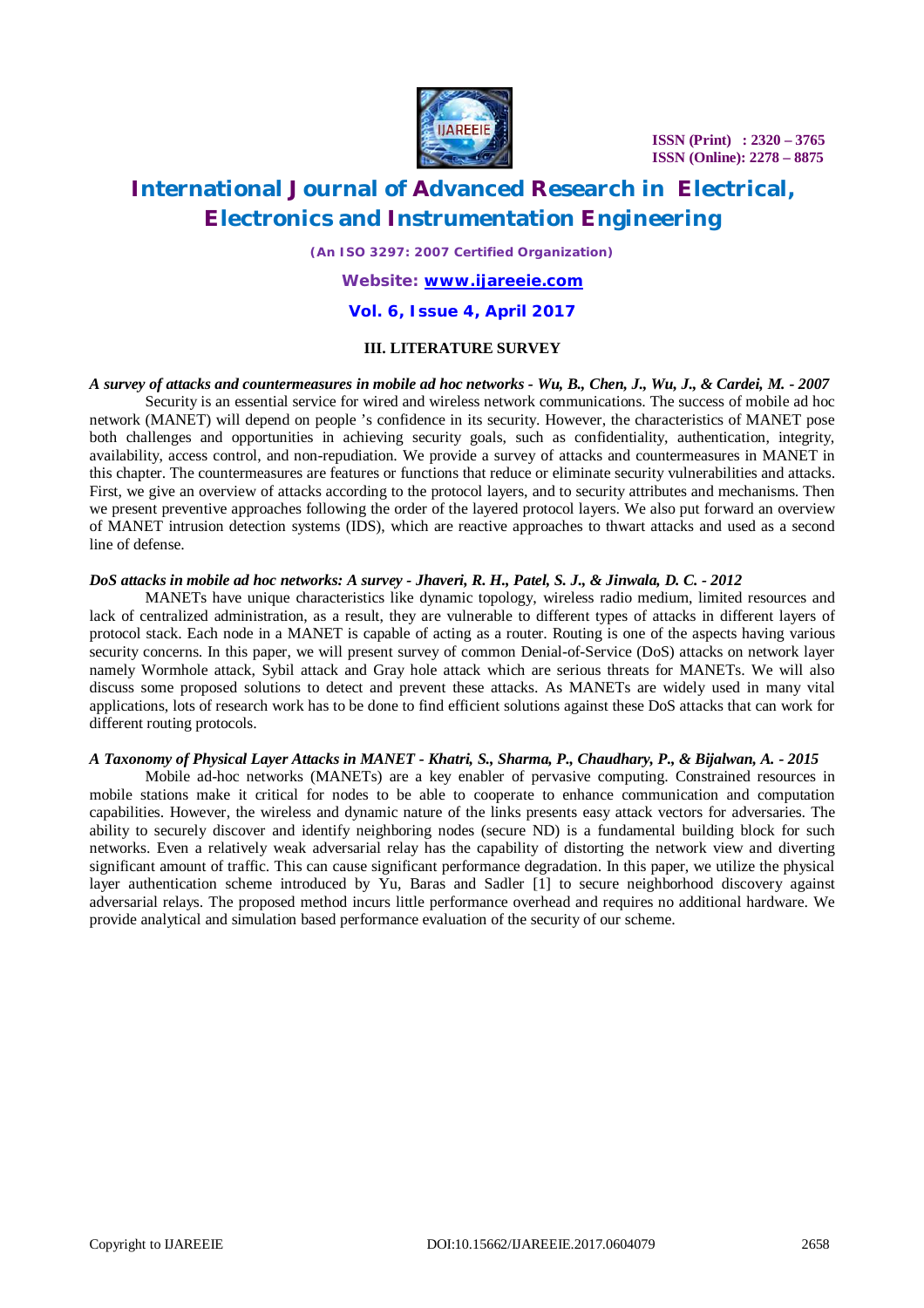## III. LITERATURE SURVEY

***A survey of attacks and countermeasures in mobile ad hoc networks - Wu, B., Chen, J., Wu, J., & Cardei, M. - 2007***

Security is an essential service for wired and wireless network communications. The success of mobile ad hoc network (MANET) will depend on people 's confidence in its security. However, the characteristics of MANET pose both challenges and opportunities in achieving security goals, such as confidentiality, authentication, integrity, availability, access control, and non-repudiation. We provide a survey of attacks and countermeasures in MANET in this chapter. The countermeasures are features or functions that reduce or eliminate security vulnerabilities and attacks. First, we give an overview of attacks according to the protocol layers, and to security attributes and mechanisms. Then we present preventive approaches following the order of the layered protocol layers. We also put forward an overview of MANET intrusion detection systems (IDS), which are reactive approaches to thwart attacks and used as a second line of defense.

***DoS attacks in mobile ad hoc networks: A survey - Jhaveri, R. H., Patel, S. J., & Jinwala, D. C. - 2012***

MANETs have unique characteristics like dynamic topology, wireless radio medium, limited resources and lack of centralized administration, as a result, they are vulnerable to different types of attacks in different layers of protocol stack. Each node in a MANET is capable of acting as a router. Routing is one of the aspects having various security concerns. In this paper, we will present survey of common Denial-of-Service (DoS) attacks on network layer namely Wormhole attack, Sybil attack and Gray hole attack which are serious threats for MANETs. We will also discuss some proposed solutions to detect and prevent these attacks. As MANETs are widely used in many vital applications, lots of research work has to be done to find efficient solutions against these DoS attacks that can work for different routing protocols.

***A Taxonomy of Physical Layer Attacks in MANET - Khatri, S., Sharma, P., Chaudhary, P., & Bijalwan, A. - 2015***

Mobile ad-hoc networks (MANETs) are a key enabler of pervasive computing. Constrained resources in mobile stations make it critical for nodes to be able to cooperate to enhance communication and computation capabilities. However, the wireless and dynamic nature of the links presents easy attack vectors for adversaries. The ability to securely discover and identify neighboring nodes (secure ND) is a fundamental building block for such networks. Even a relatively weak adversarial relay has the capability of distorting the network view and diverting significant amount of traffic. This can cause significant performance degradation. In this paper, we utilize the physical layer authentication scheme introduced by Yu, Baras and Sadler [1] to secure neighborhood discovery against adversarial relays. The proposed method incurs little performance overhead and requires no additional hardware. We provide analytical and simulation based performance evaluation of the security of our scheme.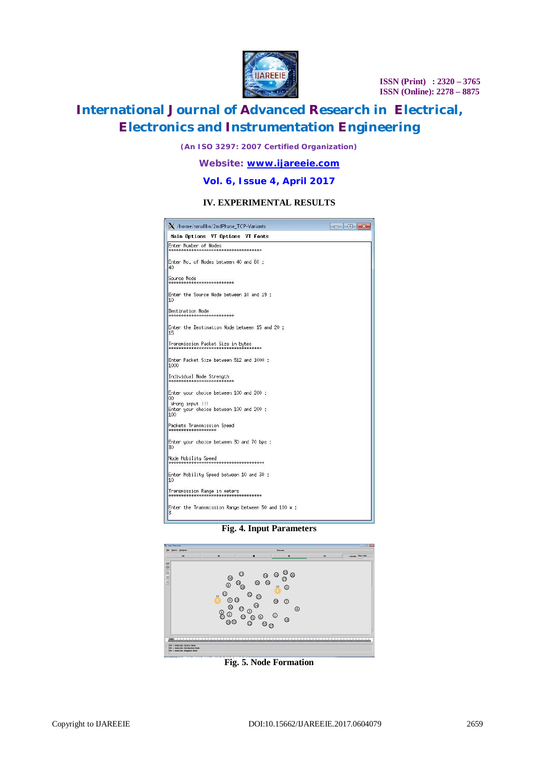## IV. EXPERIMENTAL RESULTS

```
Enter Number of Nodes
************************************

Enter No. of Nodes between 40 and 60 :
40

Source Node
**************************

Enter the Source Node between 10 and 19 :
10

Destination Node
**************************

Enter the Destination Node between 15 and 20 :
15

Transmission Packet Size in bytes
************************************

Enter Packet Size between 512 and 1000 :
1000

Individual Node Strength
**************************

Enter your choice between 100 and 200 :
00
 Wrong input !!!
Enter your choice between 100 and 200 :
100

Packets Transmission Speed
*************************

Enter your choice between 30 and 70 bps :
30

Node Mobility Speed
*************************************

Enter Mobility Speed between 10 and 30 :
10

Transmission Range in meters
************************************

Enter the Transmission Range between 50 and 100 m :
3
```

**Fig. 4. Input Parameters**

**Fig. 5. Node Formation**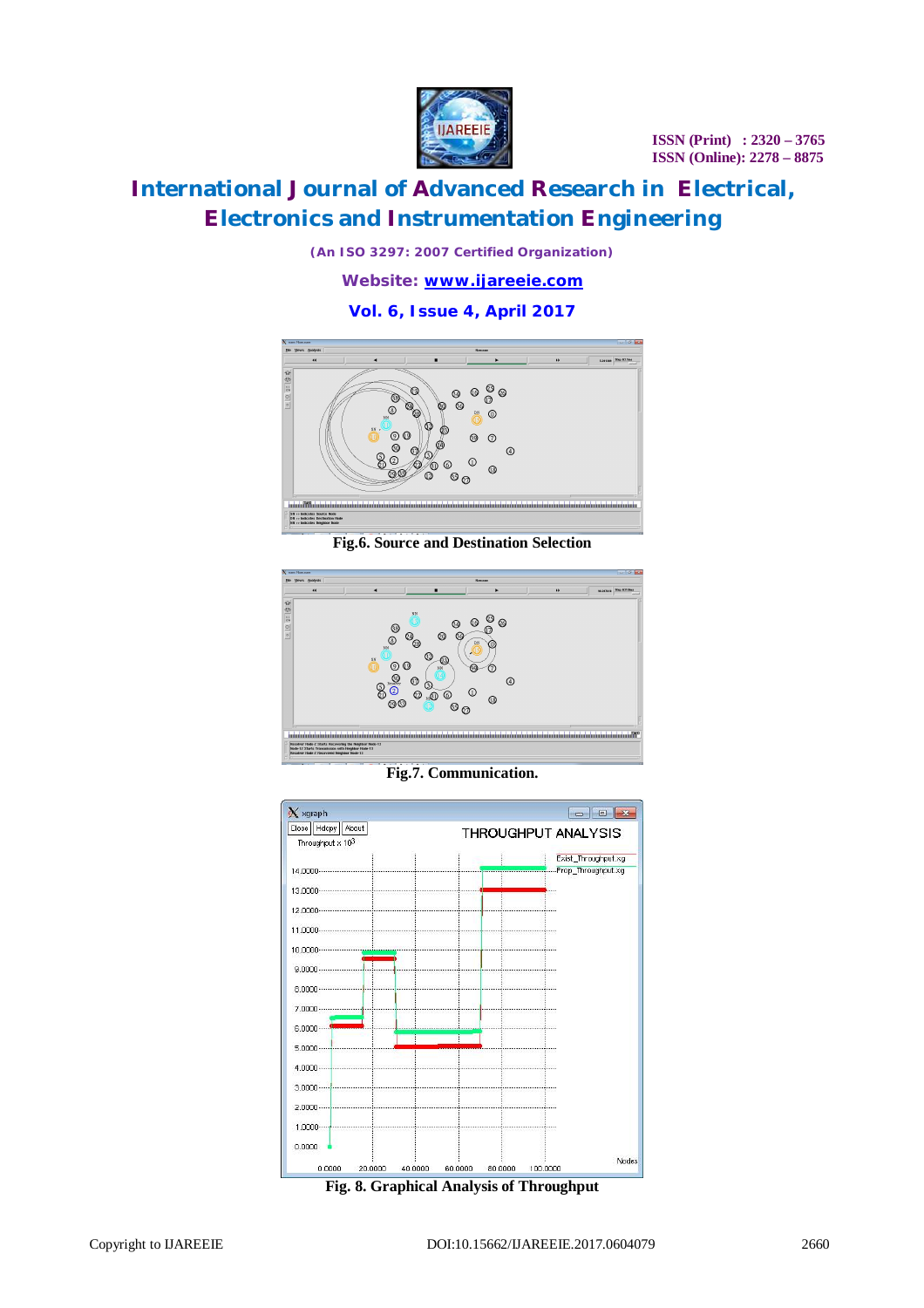Fig.6. Source and Destination Selection

Fig.7. Communication.

Fig. 8. Graphical Analysis of Throughput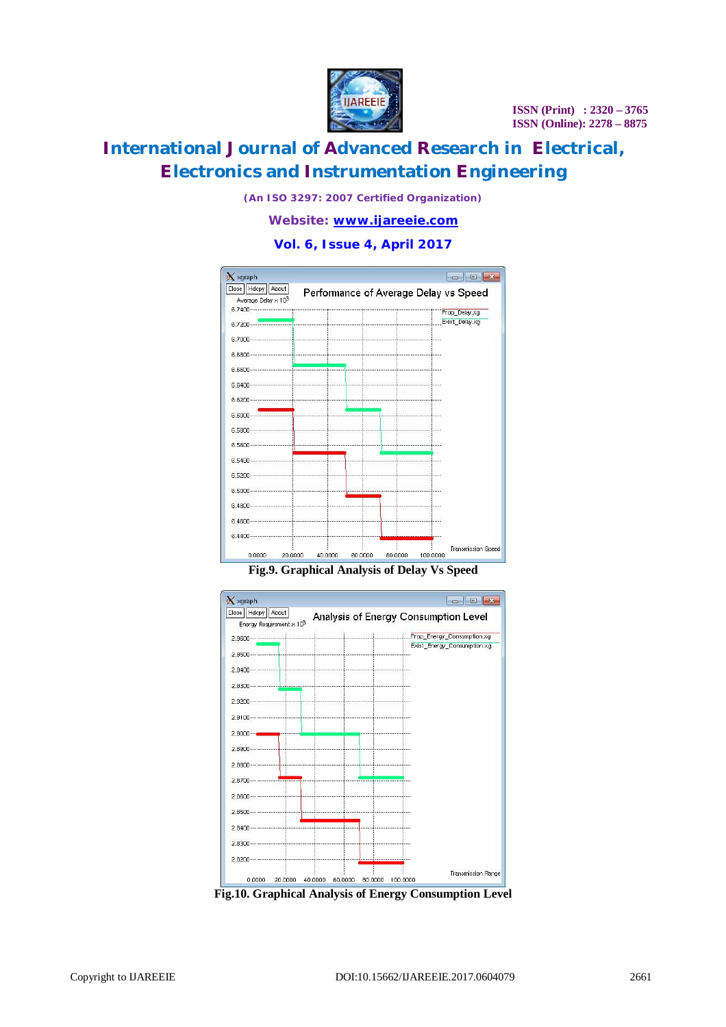Fig.9. Graphical Analysis of Delay Vs Speed

Fig.10. Graphical Analysis of Energy Consumption Level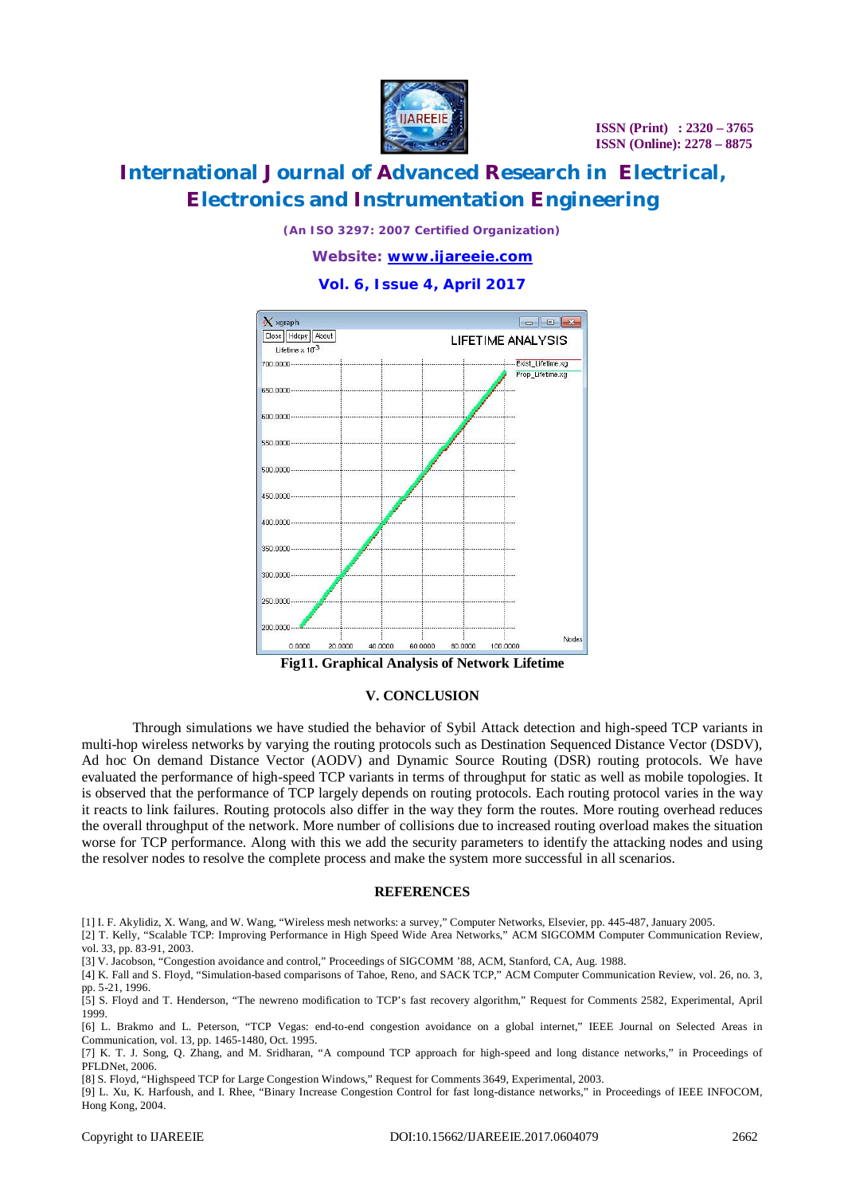Fig11. Graphical Analysis of Network Lifetime

## V. CONCLUSION

Through simulations we have studied the behavior of Sybil Attack detection and high-speed TCP variants in multi-hop wireless networks by varying the routing protocols such as Destination Sequenced Distance Vector (DSDV), Ad hoc On demand Distance Vector (AODV) and Dynamic Source Routing (DSR) routing protocols. We have evaluated the performance of high-speed TCP variants in terms of throughput for static as well as mobile topologies. It is observed that the performance of TCP largely depends on routing protocols. Each routing protocol varies in the way it reacts to link failures. Routing protocols also differ in the way they form the routes. More routing overhead reduces the overall throughput of the network. More number of collisions due to increased routing overload makes the situation worse for TCP performance. Along with this we add the security parameters to identify the attacking nodes and using the resolver nodes to resolve the complete process and make the system more successful in all scenarios.

## REFERENCES

[1] I. F. Akylidiz, X. Wang, and W. Wang, "Wireless mesh networks: a survey," Computer Networks, Elsevier, pp. 445-487, January 2005.

[2] T. Kelly, "Scalable TCP: Improving Performance in High Speed Wide Area Networks," ACM SIGCOMM Computer Communication Review, vol. 33, pp. 83-91, 2003.

[3] V. Jacobson, "Congestion avoidance and control," Proceedings of SIGCOMM '88, ACM, Stanford, CA, Aug. 1988.

[4] K. Fall and S. Floyd, "Simulation-based comparisons of Tahoe, Reno, and SACK TCP," ACM Computer Communication Review, vol. 26, no. 3, pp. 5-21, 1996.

[5] S. Floyd and T. Henderson, "The newreno modification to TCP's fast recovery algorithm," Request for Comments 2582, Experimental, April 1999.

[6] L. Brakmo and L. Peterson, "TCP Vegas: end-to-end congestion avoidance on a global internet," IEEE Journal on Selected Areas in Communication, vol. 13, pp. 1465-1480, Oct. 1995.

[7] K. T. J. Song, Q. Zhang, and M. Sridharan, "A compound TCP approach for high-speed and long distance networks," in Proceedings of PFLDNet, 2006.

[8] S. Floyd, "Highspeed TCP for Large Congestion Windows," Request for Comments 3649, Experimental, 2003.

[9] L. Xu, K. Harfoush, and I. Rhee, "Binary Increase Congestion Control for fast long-distance networks," in Proceedings of IEEE INFOCOM, Hong Kong, 2004.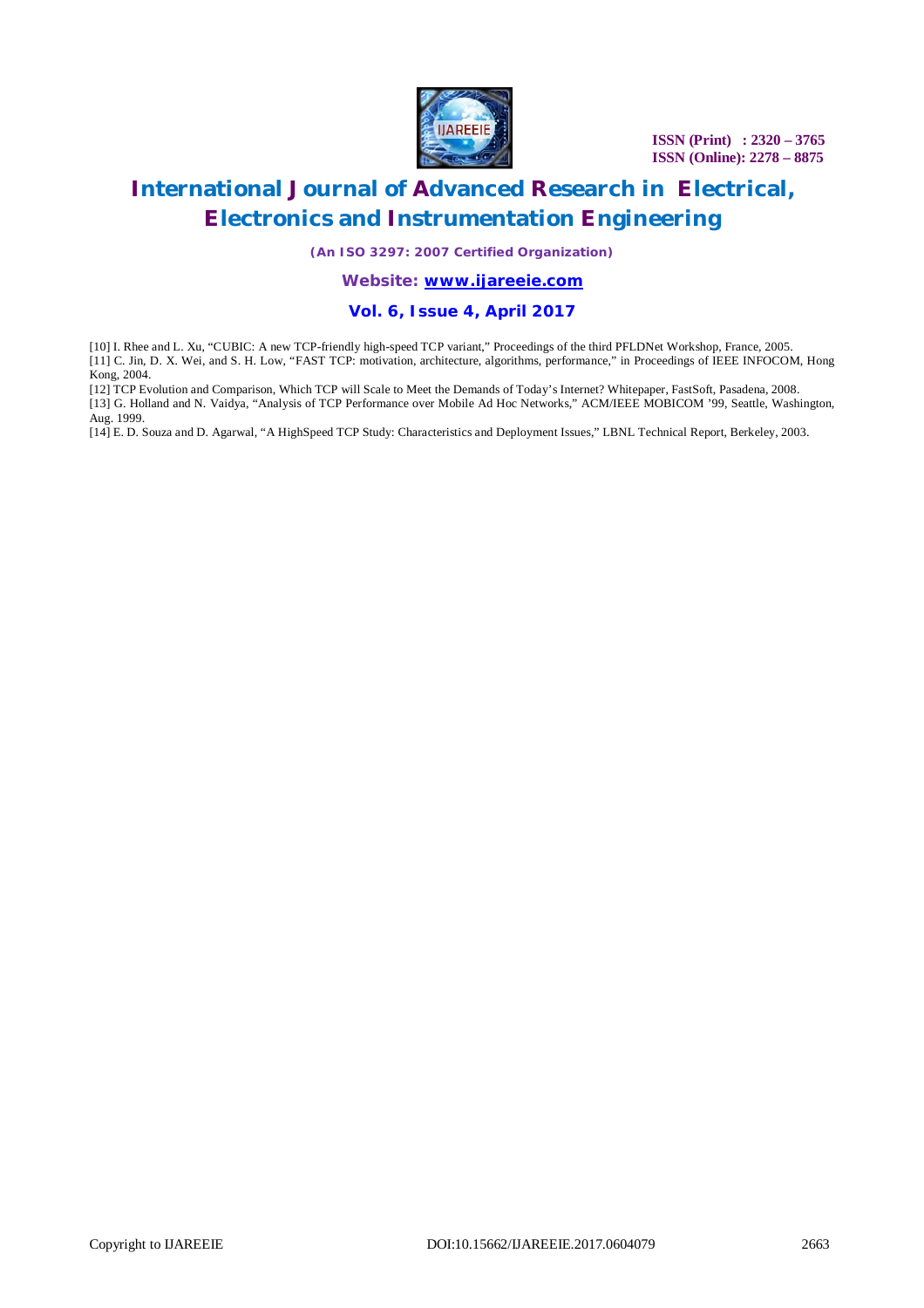[10] I. Rhee and L. Xu, "CUBIC: A new TCP-friendly high-speed TCP variant," Proceedings of the third PFLDNet Workshop, France, 2005.

[11] C. Jin, D. X. Wei, and S. H. Low, "FAST TCP: motivation, architecture, algorithms, performance," in Proceedings of IEEE INFOCOM, Hong Kong, 2004.

[12] TCP Evolution and Comparison, Which TCP will Scale to Meet the Demands of Today's Internet? Whitepaper, FastSoft, Pasadena, 2008.

[13] G. Holland and N. Vaidya, "Analysis of TCP Performance over Mobile Ad Hoc Networks," ACM/IEEE MOBICOM '99, Seattle, Washington, Aug. 1999.

[14] E. D. Souza and D. Agarwal, "A HighSpeed TCP Study: Characteristics and Deployment Issues," LBNL Technical Report, Berkeley, 2003.